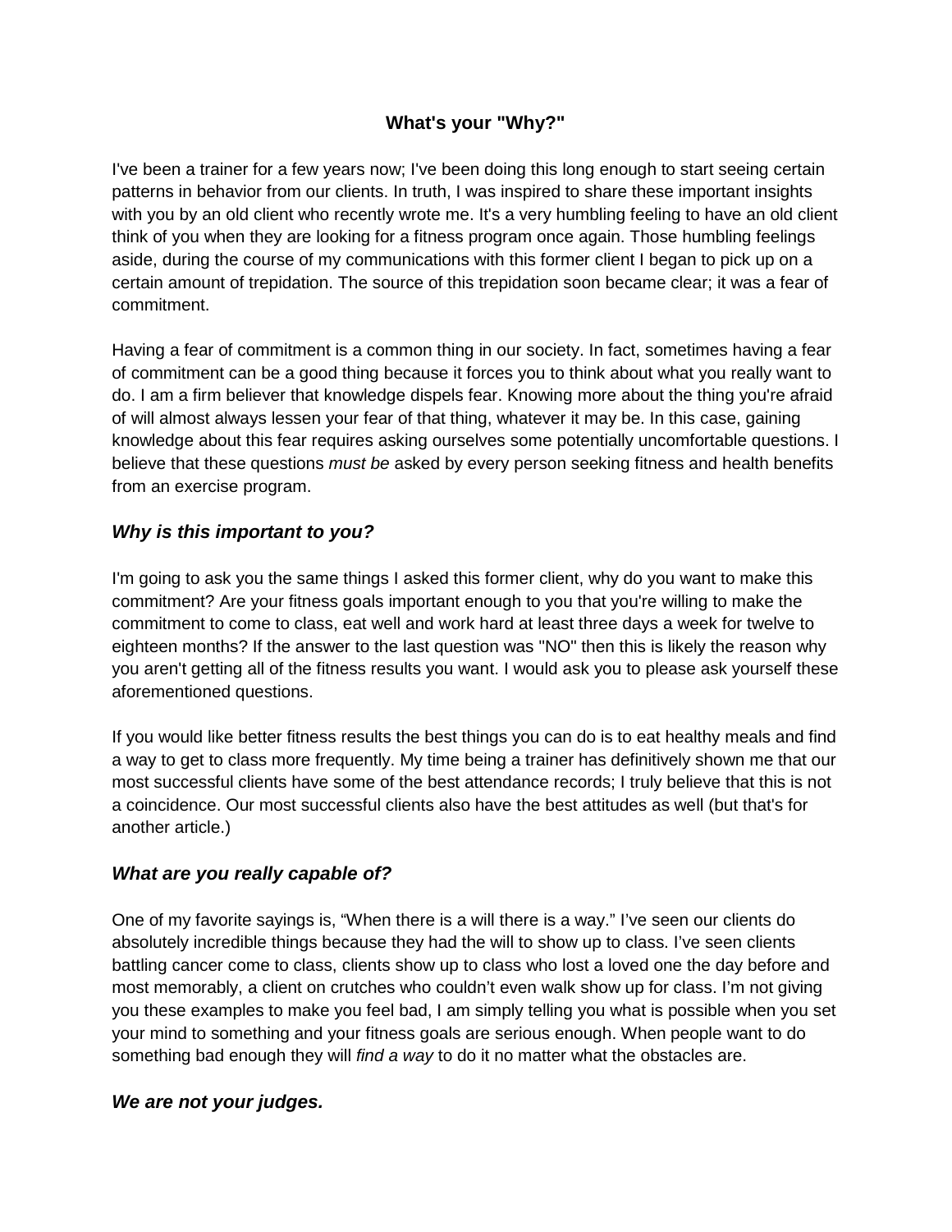# What's your "Why?"

I've been a trainer for a few years now; I've been doing this long enough to start seeing certain patterns in behavior from our clients. In truth, I was inspired to share these important insights with you by an old client who recently wrote me. It's a very humbling feeling to have an old client think of you when they are looking for a fitness program once again. Those humbling feelings aside, during the course of my communications with this former client I began to pick up on a certain amount of trepidation. The source of this trepidation soon became clear; it was a fear of commitment.

Having a fear of commitment is a common thing in our society. In fact, sometimes having a fear of commitment can be a good thing because it forces you to think about what you really want to do. I am a firm believer that knowledge dispels fear. Knowing more about the thing you're afraid of will almost always lessen your fear of that thing, whatever it may be. In this case, gaining knowledge about this fear requires asking ourselves some potentially uncomfortable questions. I believe that these questions *must be* asked by every person seeking fitness and health benefits from an exercise program.

## *Why is this important to you?*

I'm going to ask you the same things I asked this former client, why do you want to make this commitment? Are your fitness goals important enough to you that you're willing to make the commitment to come to class, eat well and work hard at least three days a week for twelve to eighteen months? If the answer to the last question was "NO" then this is likely the reason why you aren't getting all of the fitness results you want. I would ask you to please ask yourself these aforementioned questions.

If you would like better fitness results the best things you can do is to eat healthy meals and find a way to get to class more frequently. My time being a trainer has definitively shown me that our most successful clients have some of the best attendance records; I truly believe that this is not a coincidence. Our most successful clients also have the best attitudes as well (but that's for another article.)

## *What are you really capable of?*

One of my favorite sayings is, “When there is a will there is a way.” I’ve seen our clients do absolutely incredible things because they had the will to show up to class. I’ve seen clients battling cancer come to class, clients show up to class who lost a loved one the day before and most memorably, a client on crutches who couldn’t even walk show up for class. I’m not giving you these examples to make you feel bad, I am simply telling you what is possible when you set your mind to something and your fitness goals are serious enough. When people want to do something bad enough they will *find a way* to do it no matter what the obstacles are.

## *We are not your judges.*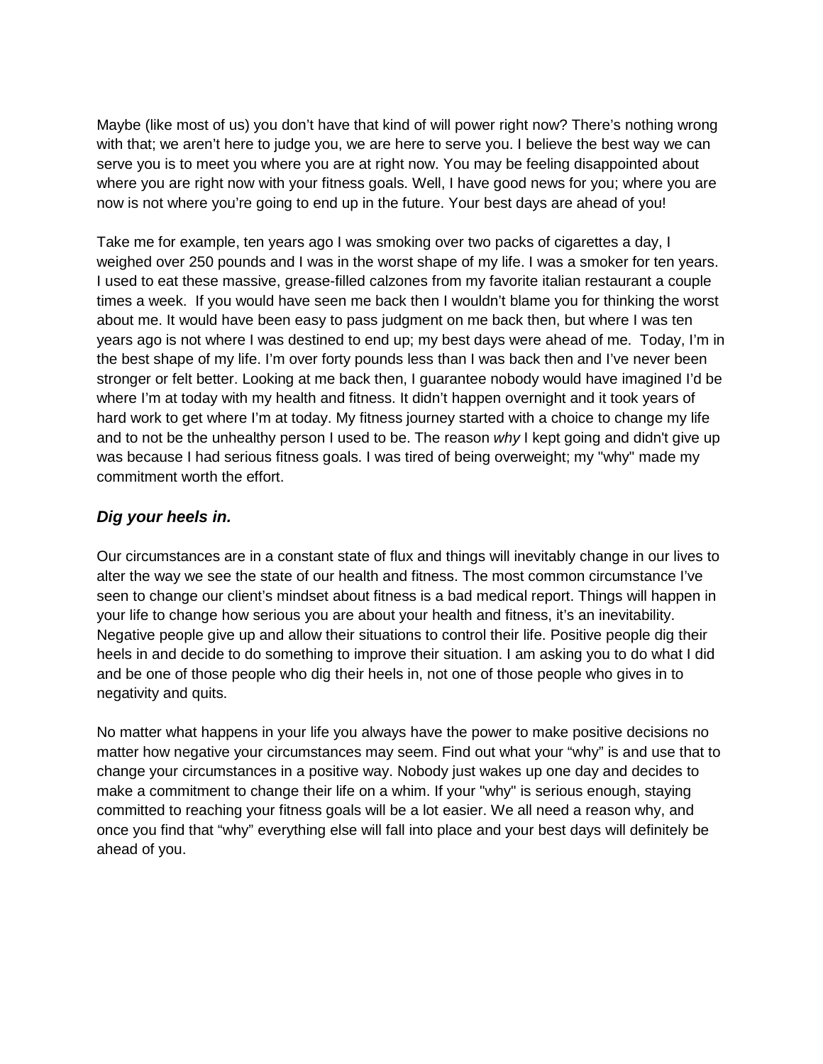Maybe (like most of us) you don't have that kind of will power right now? There's nothing wrong with that; we aren't here to judge you, we are here to serve you. I believe the best way we can serve you is to meet you where you are at right now. You may be feeling disappointed about where you are right now with your fitness goals. Well, I have good news for you; where you are now is not where you're going to end up in the future. Your best days are ahead of you!

Take me for example, ten years ago I was smoking over two packs of cigarettes a day, I weighed over 250 pounds and I was in the worst shape of my life. I was a smoker for ten years. I used to eat these massive, grease-filled calzones from my favorite italian restaurant a couple times a week. If you would have seen me back then I wouldn't blame you for thinking the worst about me. It would have been easy to pass judgment on me back then, but where I was ten years ago is not where I was destined to end up; my best days were ahead of me. Today, I'm in the best shape of my life. I'm over forty pounds less than I was back then and I've never been stronger or felt better. Looking at me back then, I guarantee nobody would have imagined I'd be where I'm at today with my health and fitness. It didn't happen overnight and it took years of hard work to get where I'm at today. My fitness journey started with a choice to change my life and to not be the unhealthy person I used to be. The reason *why* I kept going and didn't give up was because I had serious fitness goals. I was tired of being overweight; my "why" made my commitment worth the effort.

### ***Dig your heels in.***

Our circumstances are in a constant state of flux and things will inevitably change in our lives to alter the way we see the state of our health and fitness. The most common circumstance I've seen to change our client's mindset about fitness is a bad medical report. Things will happen in your life to change how serious you are about your health and fitness, it's an inevitability. Negative people give up and allow their situations to control their life. Positive people dig their heels in and decide to do something to improve their situation. I am asking you to do what I did and be one of those people who dig their heels in, not one of those people who gives in to negativity and quits.

No matter what happens in your life you always have the power to make positive decisions no matter how negative your circumstances may seem. Find out what your "why" is and use that to change your circumstances in a positive way. Nobody just wakes up one day and decides to make a commitment to change their life on a whim. If your "why" is serious enough, staying committed to reaching your fitness goals will be a lot easier. We all need a reason why, and once you find that "why" everything else will fall into place and your best days will definitely be ahead of you.